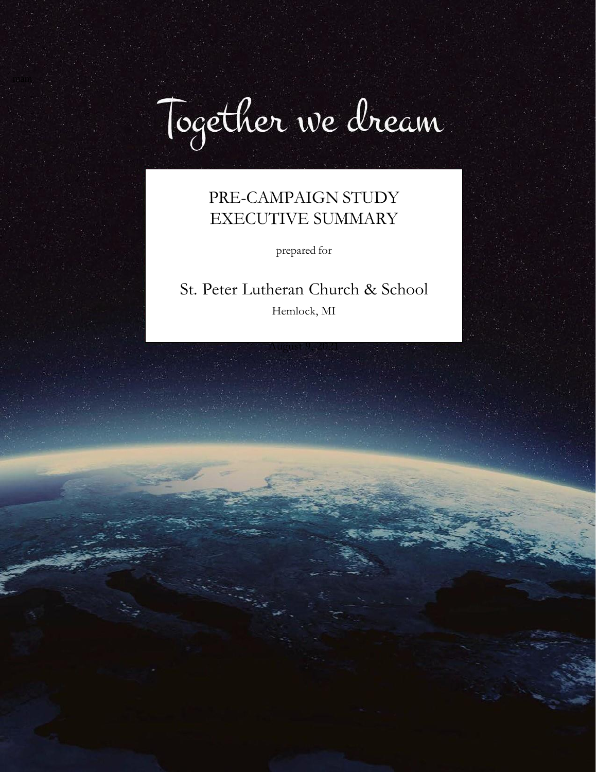# Together we dream

## PRE-CAMPAIGN STUDY EXECUTIVE SUMMARY

prepared for

St. Peter Lutheran Church & School

Hemlock, MI

August 9, 2021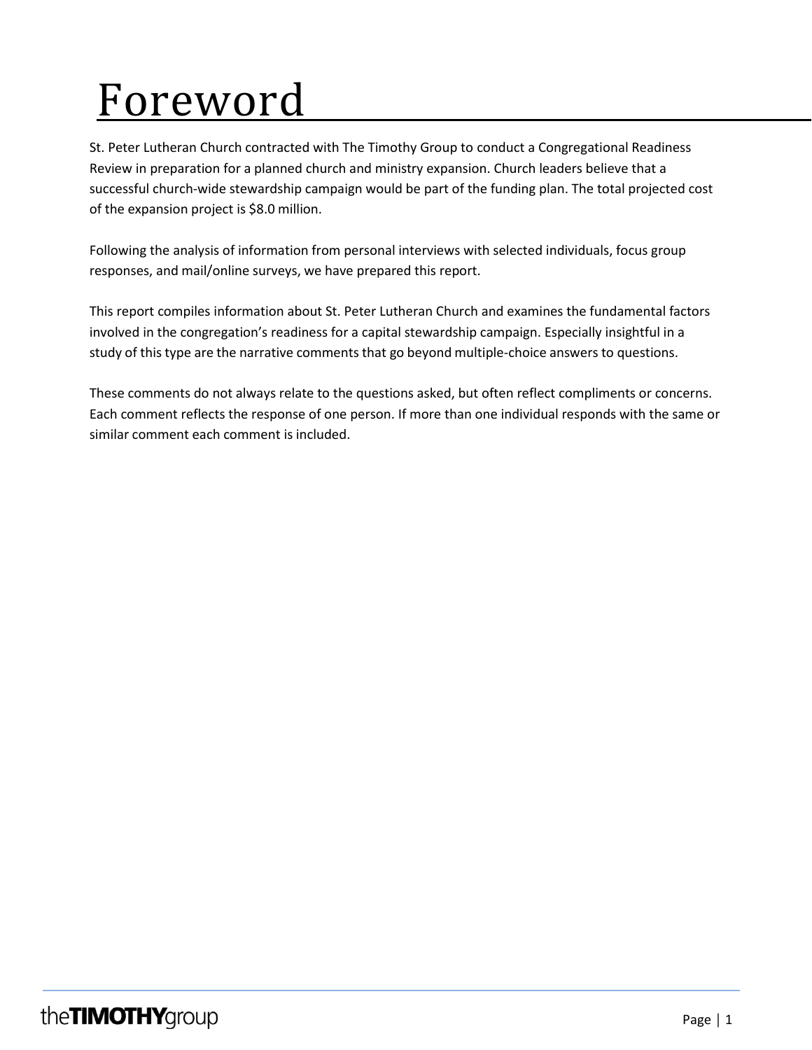# Foreword

St. Peter Lutheran Church contracted with The Timothy Group to conduct a Congregational Readiness Review in preparation for a planned church and ministry expansion. Church leaders believe that a successful church-wide stewardship campaign would be part of the funding plan. The total projected cost of the expansion project is $8.0 million.

Following the analysis of information from personal interviews with selected individuals, focus group responses, and mail/online surveys, we have prepared this report.

This report compiles information about St. Peter Lutheran Church and examines the fundamental factors involved in the congregation's readiness for a capital stewardship campaign. Especially insightful in a study of this type are the narrative comments that go beyond multiple-choice answers to questions.

These comments do not always relate to the questions asked, but often reflect compliments or concerns. Each comment reflects the response of one person. If more than one individual responds with the same or similar comment each comment is included.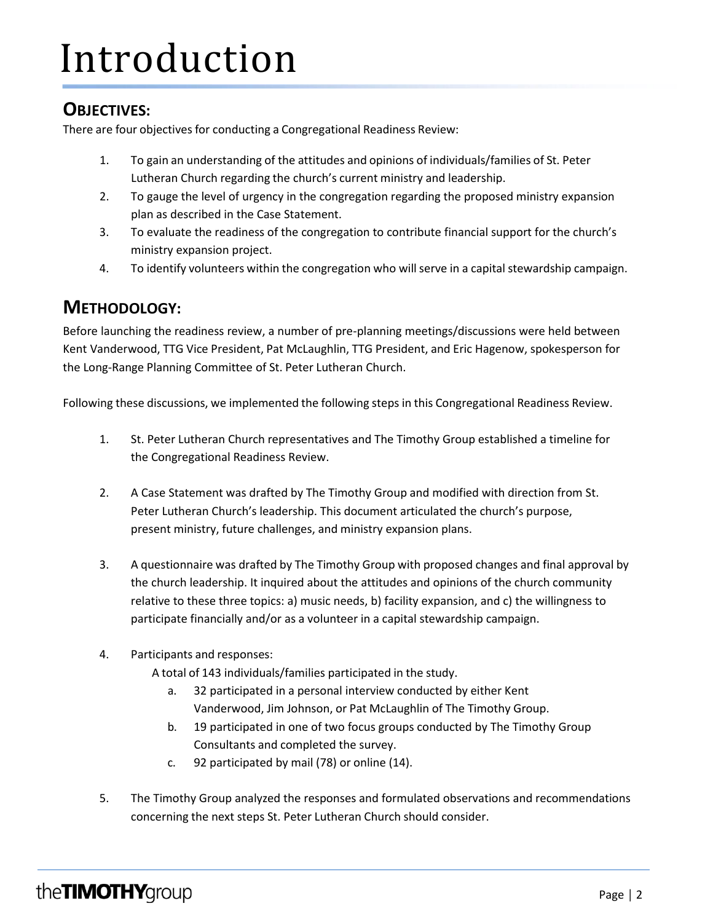# Introduction

## OBJECTIVES:

There are four objectives for conducting a Congregational Readiness Review:

1. To gain an understanding of the attitudes and opinions of individuals/families of St. Peter Lutheran Church regarding the church's current ministry and leadership.
2. To gauge the level of urgency in the congregation regarding the proposed ministry expansion plan as described in the Case Statement.
3. To evaluate the readiness of the congregation to contribute financial support for the church's ministry expansion project.
4. To identify volunteers within the congregation who will serve in a capital stewardship campaign.

## METHODOLOGY:

Before launching the readiness review, a number of pre-planning meetings/discussions were held between Kent Vanderwood, TTG Vice President, Pat McLaughlin, TTG President, and Eric Hagenow, spokesperson for the Long-Range Planning Committee of St. Peter Lutheran Church.

Following these discussions, we implemented the following steps in this Congregational Readiness Review.

1. St. Peter Lutheran Church representatives and The Timothy Group established a timeline for the Congregational Readiness Review.

2. A Case Statement was drafted by The Timothy Group and modified with direction from St. Peter Lutheran Church's leadership. This document articulated the church's purpose, present ministry, future challenges, and ministry expansion plans.

3. A questionnaire was drafted by The Timothy Group with proposed changes and final approval by the church leadership. It inquired about the attitudes and opinions of the church community relative to these three topics: a) music needs, b) facility expansion, and c) the willingness to participate financially and/or as a volunteer in a capital stewardship campaign.

4. Participants and responses:

   A total of 143 individuals/families participated in the study.

   a. 32 participated in a personal interview conducted by either Kent Vanderwood, Jim Johnson, or Pat McLaughlin of The Timothy Group.
   b. 19 participated in one of two focus groups conducted by The Timothy Group Consultants and completed the survey.
   c. 92 participated by mail (78) or online (14).

5. The Timothy Group analyzed the responses and formulated observations and recommendations concerning the next steps St. Peter Lutheran Church should consider.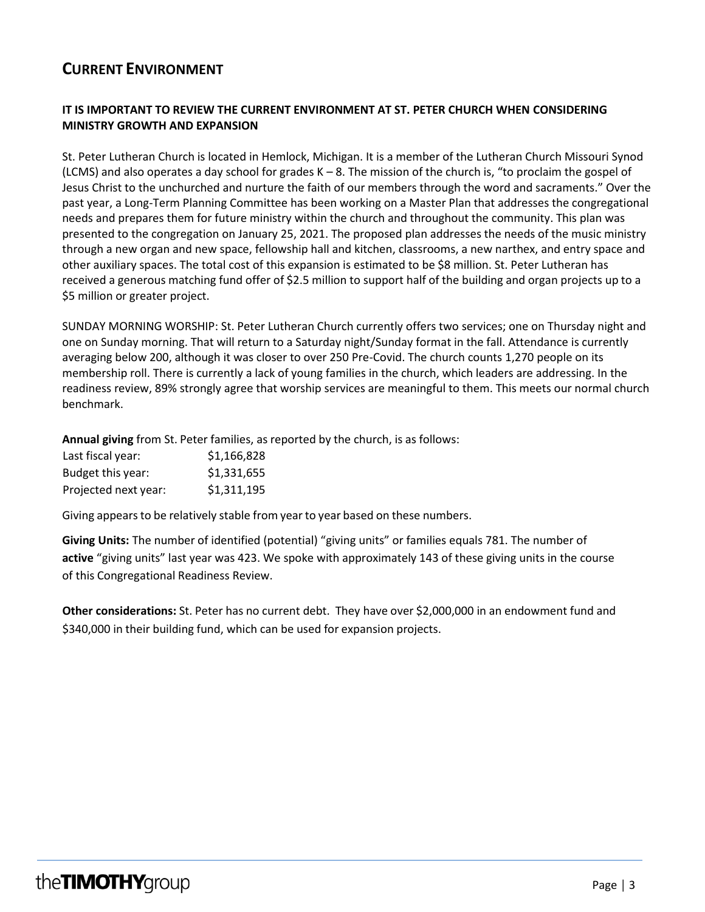## CURRENT ENVIRONMENT

### IT IS IMPORTANT TO REVIEW THE CURRENT ENVIRONMENT AT ST. PETER CHURCH WHEN CONSIDERING MINISTRY GROWTH AND EXPANSION

St. Peter Lutheran Church is located in Hemlock, Michigan. It is a member of the Lutheran Church Missouri Synod (LCMS) and also operates a day school for grades K – 8. The mission of the church is, "to proclaim the gospel of Jesus Christ to the unchurched and nurture the faith of our members through the word and sacraments." Over the past year, a Long-Term Planning Committee has been working on a Master Plan that addresses the congregational needs and prepares them for future ministry within the church and throughout the community. This plan was presented to the congregation on January 25, 2021. The proposed plan addresses the needs of the music ministry through a new organ and new space, fellowship hall and kitchen, classrooms, a new narthex, and entry space and other auxiliary spaces. The total cost of this expansion is estimated to be $8 million. St. Peter Lutheran has received a generous matching fund offer of $2.5 million to support half of the building and organ projects up to a $5 million or greater project.

SUNDAY MORNING WORSHIP: St. Peter Lutheran Church currently offers two services; one on Thursday night and one on Sunday morning. That will return to a Saturday night/Sunday format in the fall. Attendance is currently averaging below 200, although it was closer to over 250 Pre-Covid. The church counts 1,270 people on its membership roll. There is currently a lack of young families in the church, which leaders are addressing. In the readiness review, 89% strongly agree that worship services are meaningful to them. This meets our normal church benchmark.

**Annual giving** from St. Peter families, as reported by the church, is as follows:

| | |
|---|---|
| Last fiscal year: | $1,166,828 |
| Budget this year: | $1,331,655 |
| Projected next year: | $1,311,195 |

Giving appears to be relatively stable from year to year based on these numbers.

**Giving Units:** The number of identified (potential) "giving units" or families equals 781. The number of **active** "giving units" last year was 423. We spoke with approximately 143 of these giving units in the course of this Congregational Readiness Review.

**Other considerations:** St. Peter has no current debt. They have over $2,000,000 in an endowment fund and $340,000 in their building fund, which can be used for expansion projects.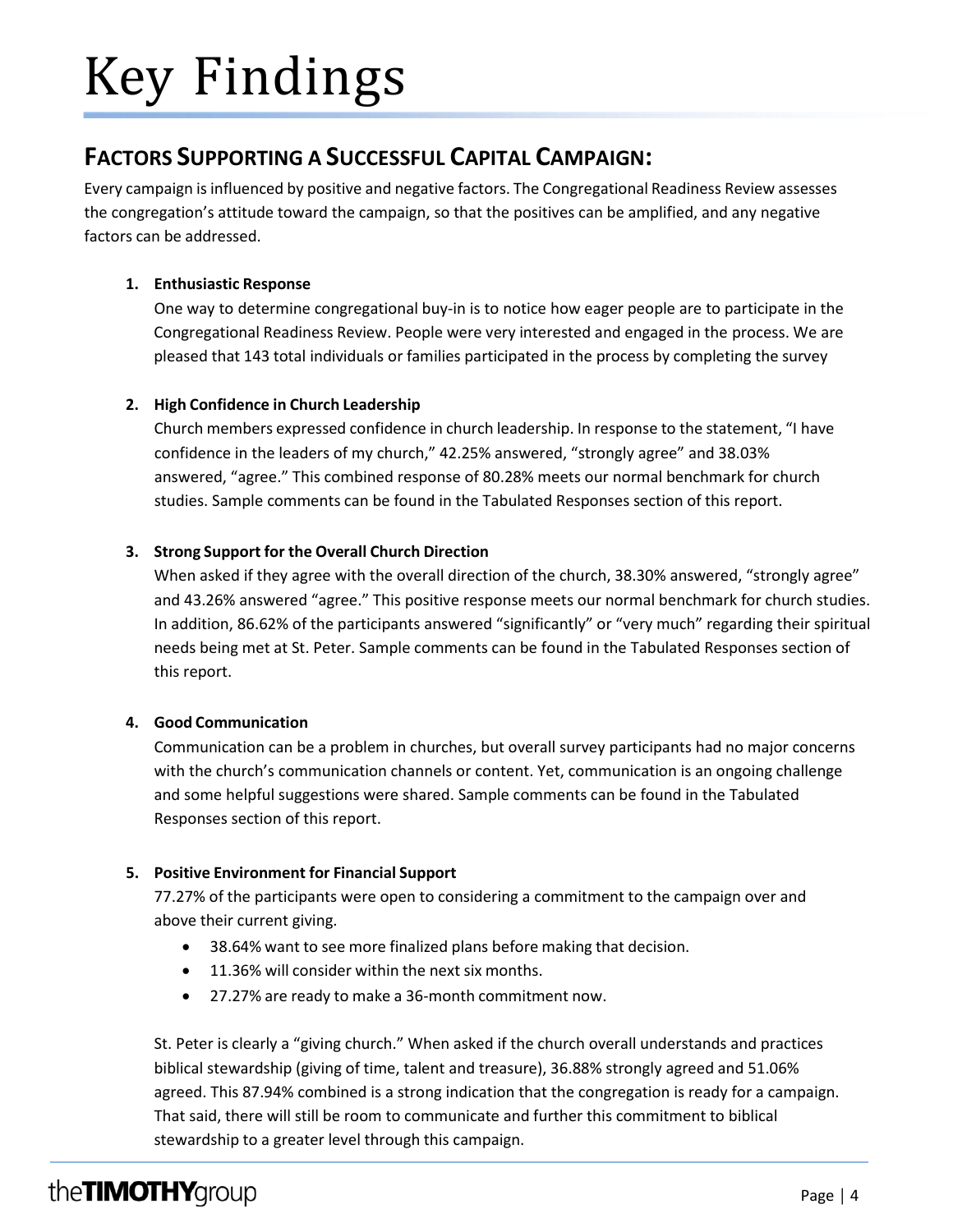# Key Findings

## Factors Supporting a Successful Capital Campaign:

Every campaign is influenced by positive and negative factors. The Congregational Readiness Review assesses the congregation's attitude toward the campaign, so that the positives can be amplified, and any negative factors can be addressed.

1. **Enthusiastic Response**

   One way to determine congregational buy-in is to notice how eager people are to participate in the Congregational Readiness Review. People were very interested and engaged in the process. We are pleased that 143 total individuals or families participated in the process by completing the survey

2. **High Confidence in Church Leadership**

   Church members expressed confidence in church leadership. In response to the statement, "I have confidence in the leaders of my church," 42.25% answered, "strongly agree" and 38.03% answered, "agree." This combined response of 80.28% meets our normal benchmark for church studies. Sample comments can be found in the Tabulated Responses section of this report.

3. **Strong Support for the Overall Church Direction**

   When asked if they agree with the overall direction of the church, 38.30% answered, "strongly agree" and 43.26% answered "agree." This positive response meets our normal benchmark for church studies. In addition, 86.62% of the participants answered "significantly" or "very much" regarding their spiritual needs being met at St. Peter. Sample comments can be found in the Tabulated Responses section of this report.

4. **Good Communication**

   Communication can be a problem in churches, but overall survey participants had no major concerns with the church's communication channels or content. Yet, communication is an ongoing challenge and some helpful suggestions were shared. Sample comments can be found in the Tabulated Responses section of this report.

5. **Positive Environment for Financial Support**

   77.27% of the participants were open to considering a commitment to the campaign over and above their current giving.

   - 38.64% want to see more finalized plans before making that decision.
   - 11.36% will consider within the next six months.
   - 27.27% are ready to make a 36-month commitment now.

   St. Peter is clearly a "giving church." When asked if the church overall understands and practices biblical stewardship (giving of time, talent and treasure), 36.88% strongly agreed and 51.06% agreed. This 87.94% combined is a strong indication that the congregation is ready for a campaign. That said, there will still be room to communicate and further this commitment to biblical stewardship to a greater level through this campaign.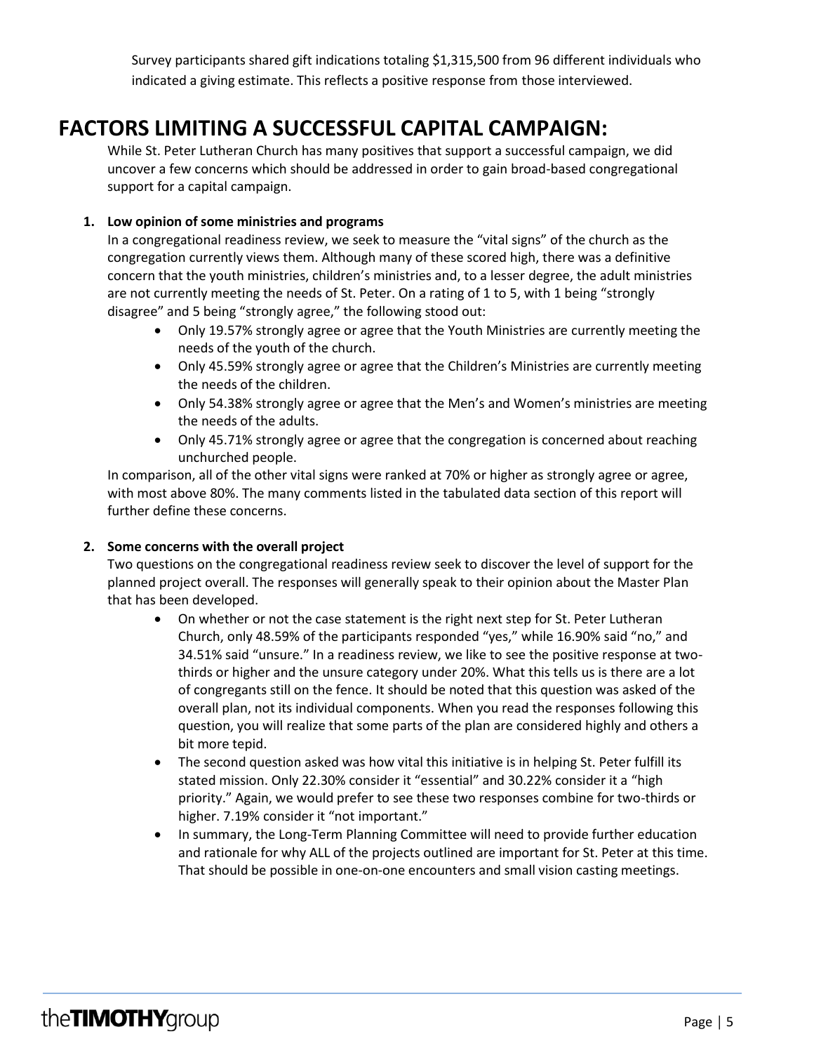Survey participants shared gift indications totaling $1,315,500 from 96 different individuals who indicated a giving estimate. This reflects a positive response from those interviewed.

# FACTORS LIMITING A SUCCESSFUL CAPITAL CAMPAIGN:

While St. Peter Lutheran Church has many positives that support a successful campaign, we did uncover a few concerns which should be addressed in order to gain broad-based congregational support for a capital campaign.

**1. Low opinion of some ministries and programs**

In a congregational readiness review, we seek to measure the "vital signs" of the church as the congregation currently views them. Although many of these scored high, there was a definitive concern that the youth ministries, children's ministries and, to a lesser degree, the adult ministries are not currently meeting the needs of St. Peter. On a rating of 1 to 5, with 1 being "strongly disagree" and 5 being "strongly agree," the following stood out:

- Only 19.57% strongly agree or agree that the Youth Ministries are currently meeting the needs of the youth of the church.
- Only 45.59% strongly agree or agree that the Children's Ministries are currently meeting the needs of the children.
- Only 54.38% strongly agree or agree that the Men's and Women's ministries are meeting the needs of the adults.
- Only 45.71% strongly agree or agree that the congregation is concerned about reaching unchurched people.

In comparison, all of the other vital signs were ranked at 70% or higher as strongly agree or agree, with most above 80%. The many comments listed in the tabulated data section of this report will further define these concerns.

**2. Some concerns with the overall project**

Two questions on the congregational readiness review seek to discover the level of support for the planned project overall. The responses will generally speak to their opinion about the Master Plan that has been developed.

- On whether or not the case statement is the right next step for St. Peter Lutheran Church, only 48.59% of the participants responded "yes," while 16.90% said "no," and 34.51% said "unsure." In a readiness review, we like to see the positive response at two-thirds or higher and the unsure category under 20%. What this tells us is there are a lot of congregants still on the fence. It should be noted that this question was asked of the overall plan, not its individual components. When you read the responses following this question, you will realize that some parts of the plan are considered highly and others a bit more tepid.
- The second question asked was how vital this initiative is in helping St. Peter fulfill its stated mission. Only 22.30% consider it "essential" and 30.22% consider it a "high priority." Again, we would prefer to see these two responses combine for two-thirds or higher. 7.19% consider it "not important."
- In summary, the Long-Term Planning Committee will need to provide further education and rationale for why ALL of the projects outlined are important for St. Peter at this time. That should be possible in one-on-one encounters and small vision casting meetings.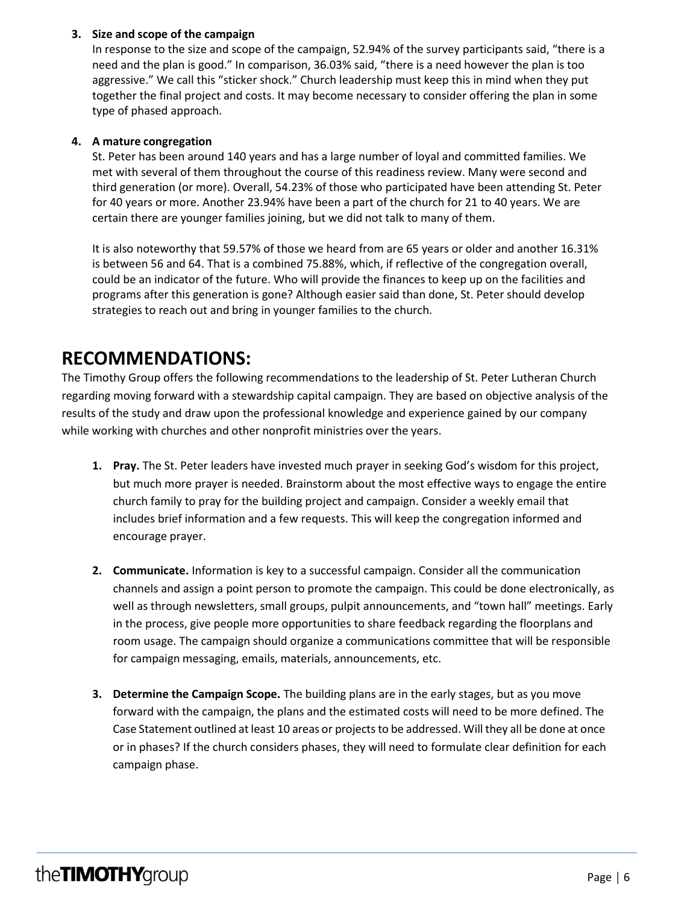3. **Size and scope of the campaign**
   In response to the size and scope of the campaign, 52.94% of the survey participants said, “there is a need and the plan is good.” In comparison, 36.03% said, “there is a need however the plan is too aggressive.” We call this “sticker shock.” Church leadership must keep this in mind when they put together the final project and costs. It may become necessary to consider offering the plan in some type of phased approach.

4. **A mature congregation**
   St. Peter has been around 140 years and has a large number of loyal and committed families. We met with several of them throughout the course of this readiness review. Many were second and third generation (or more). Overall, 54.23% of those who participated have been attending St. Peter for 40 years or more. Another 23.94% have been a part of the church for 21 to 40 years. We are certain there are younger families joining, but we did not talk to many of them.

   It is also noteworthy that 59.57% of those we heard from are 65 years or older and another 16.31% is between 56 and 64. That is a combined 75.88%, which, if reflective of the congregation overall, could be an indicator of the future. Who will provide the finances to keep up on the facilities and programs after this generation is gone? Although easier said than done, St. Peter should develop strategies to reach out and bring in younger families to the church.

# RECOMMENDATIONS:

The Timothy Group offers the following recommendations to the leadership of St. Peter Lutheran Church regarding moving forward with a stewardship capital campaign. They are based on objective analysis of the results of the study and draw upon the professional knowledge and experience gained by our company while working with churches and other nonprofit ministries over the years.

1. **Pray.** The St. Peter leaders have invested much prayer in seeking God’s wisdom for this project, but much more prayer is needed. Brainstorm about the most effective ways to engage the entire church family to pray for the building project and campaign. Consider a weekly email that includes brief information and a few requests. This will keep the congregation informed and encourage prayer.

2. **Communicate.** Information is key to a successful campaign. Consider all the communication channels and assign a point person to promote the campaign. This could be done electronically, as well as through newsletters, small groups, pulpit announcements, and “town hall” meetings. Early in the process, give people more opportunities to share feedback regarding the floorplans and room usage. The campaign should organize a communications committee that will be responsible for campaign messaging, emails, materials, announcements, etc.

3. **Determine the Campaign Scope.** The building plans are in the early stages, but as you move forward with the campaign, the plans and the estimated costs will need to be more defined. The Case Statement outlined at least 10 areas or projects to be addressed. Will they all be done at once or in phases? If the church considers phases, they will need to formulate clear definition for each campaign phase.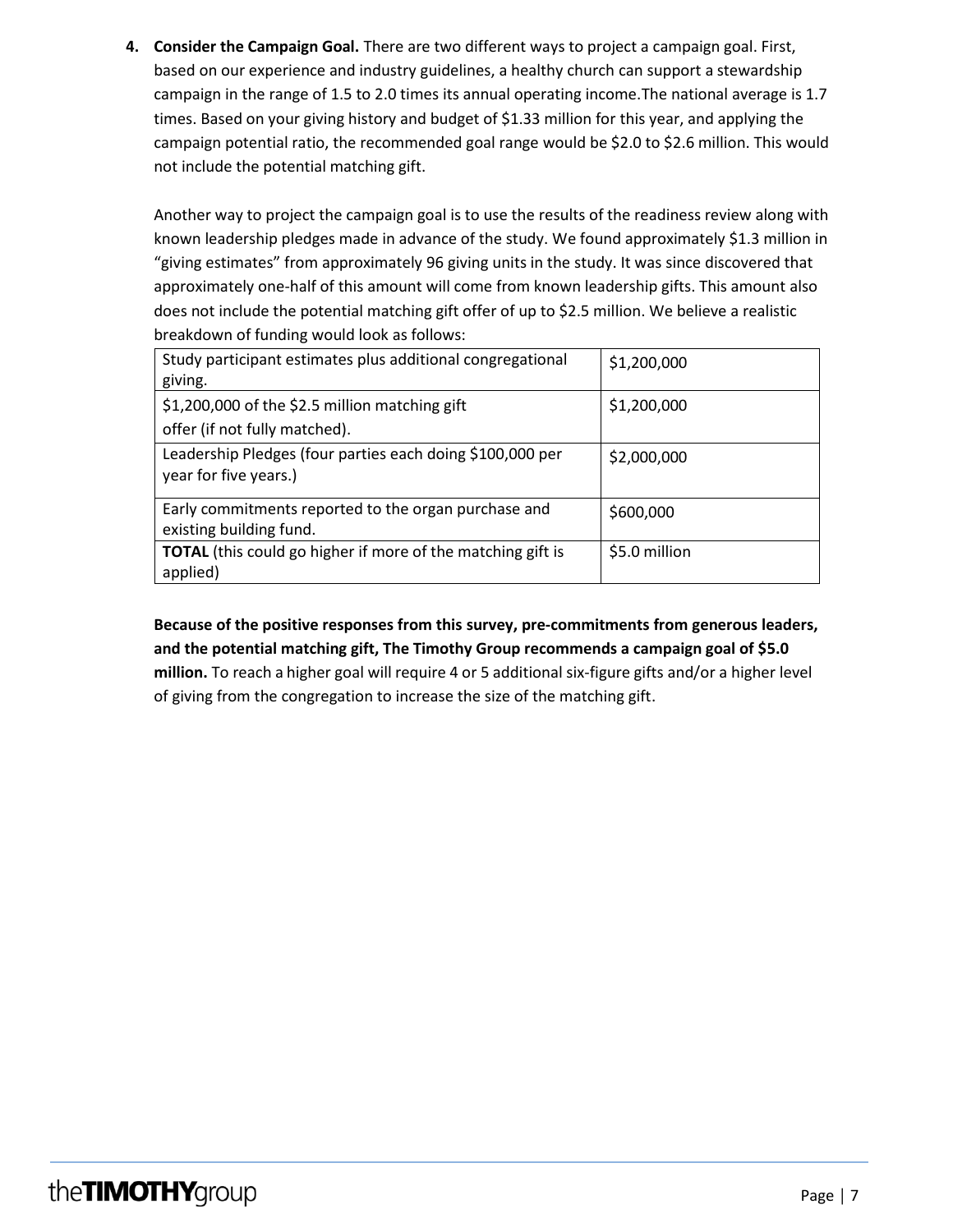4. **Consider the Campaign Goal.** There are two different ways to project a campaign goal. First, based on our experience and industry guidelines, a healthy church can support a stewardship campaign in the range of 1.5 to 2.0 times its annual operating income.The national average is 1.7 times. Based on your giving history and budget of $1.33 million for this year, and applying the campaign potential ratio, the recommended goal range would be $2.0 to $2.6 million. This would not include the potential matching gift.

   Another way to project the campaign goal is to use the results of the readiness review along with known leadership pledges made in advance of the study. We found approximately $1.3 million in "giving estimates" from approximately 96 giving units in the study. It was since discovered that approximately one-half of this amount will come from known leadership gifts. This amount also does not include the potential matching gift offer of up to $2.5 million. We believe a realistic breakdown of funding would look as follows:

| | |
|---|---|
| Study participant estimates plus additional congregational giving. | $1,200,000 |
| $1,200,000 of the $2.5 million matching gift offer (if not fully matched). | $1,200,000 |
| Leadership Pledges (four parties each doing $100,000 per year for five years.) | $2,000,000 |
| Early commitments reported to the organ purchase and existing building fund. | $600,000 |
| **TOTAL** (this could go higher if more of the matching gift is applied) | $5.0 million |

   **Because of the positive responses from this survey, pre-commitments from generous leaders, and the potential matching gift, The Timothy Group recommends a campaign goal of $5.0 million.** To reach a higher goal will require 4 or 5 additional six-figure gifts and/or a higher level of giving from the congregation to increase the size of the matching gift.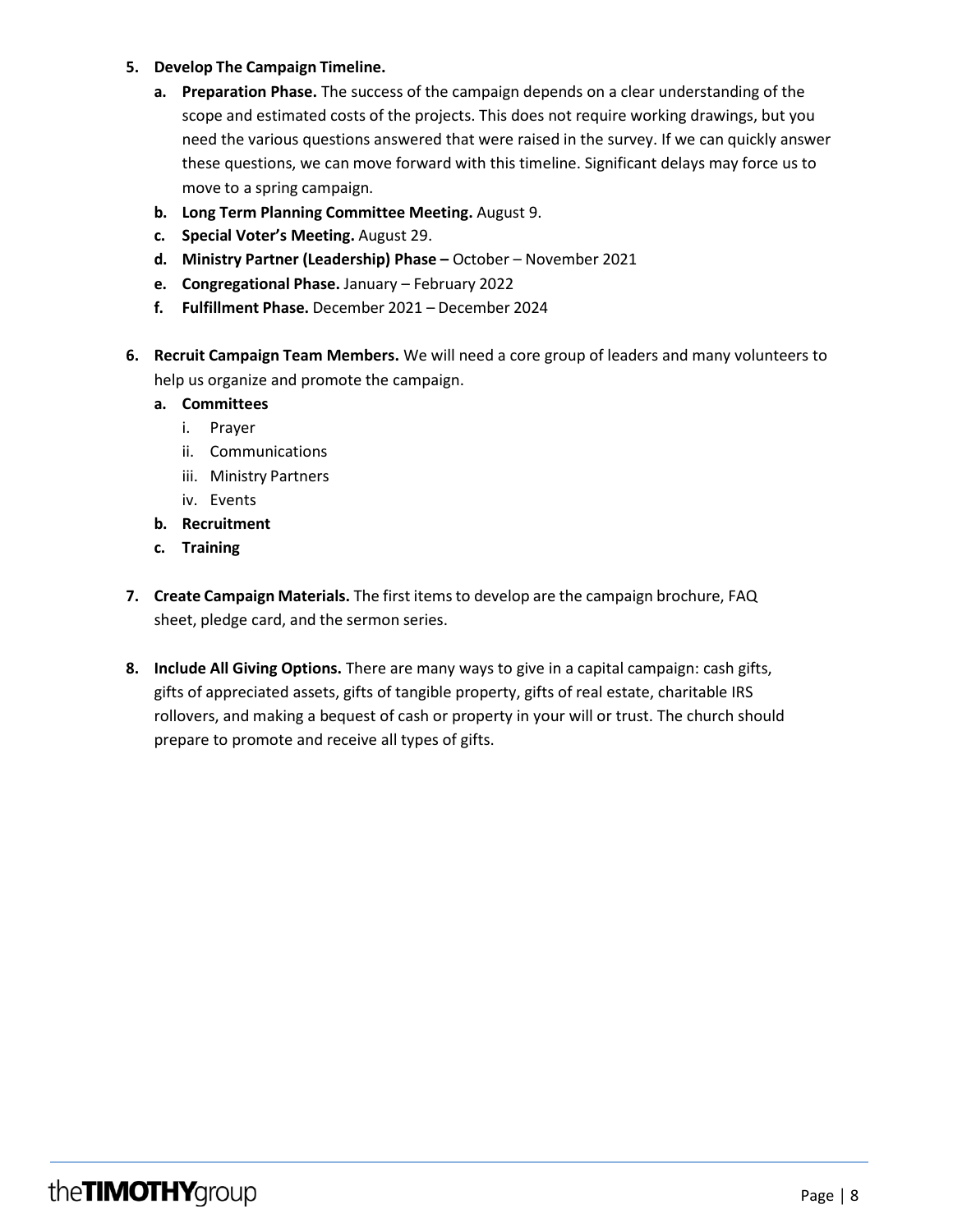5. **Develop The Campaign Timeline.**
   a. **Preparation Phase.** The success of the campaign depends on a clear understanding of the scope and estimated costs of the projects. This does not require working drawings, but you need the various questions answered that were raised in the survey. If we can quickly answer these questions, we can move forward with this timeline. Significant delays may force us to move to a spring campaign.
   b. **Long Term Planning Committee Meeting.** August 9.
   c. **Special Voter's Meeting.** August 29.
   d. **Ministry Partner (Leadership) Phase –** October – November 2021
   e. **Congregational Phase.** January – February 2022
   f. **Fulfillment Phase.** December 2021 – December 2024

6. **Recruit Campaign Team Members.** We will need a core group of leaders and many volunteers to help us organize and promote the campaign.
   a. **Committees**
      i. Prayer
      ii. Communications
      iii. Ministry Partners
      iv. Events
   b. **Recruitment**
   c. **Training**

7. **Create Campaign Materials.** The first items to develop are the campaign brochure, FAQ sheet, pledge card, and the sermon series.

8. **Include All Giving Options.** There are many ways to give in a capital campaign: cash gifts, gifts of appreciated assets, gifts of tangible property, gifts of real estate, charitable IRS rollovers, and making a bequest of cash or property in your will or trust. The church should prepare to promote and receive all types of gifts.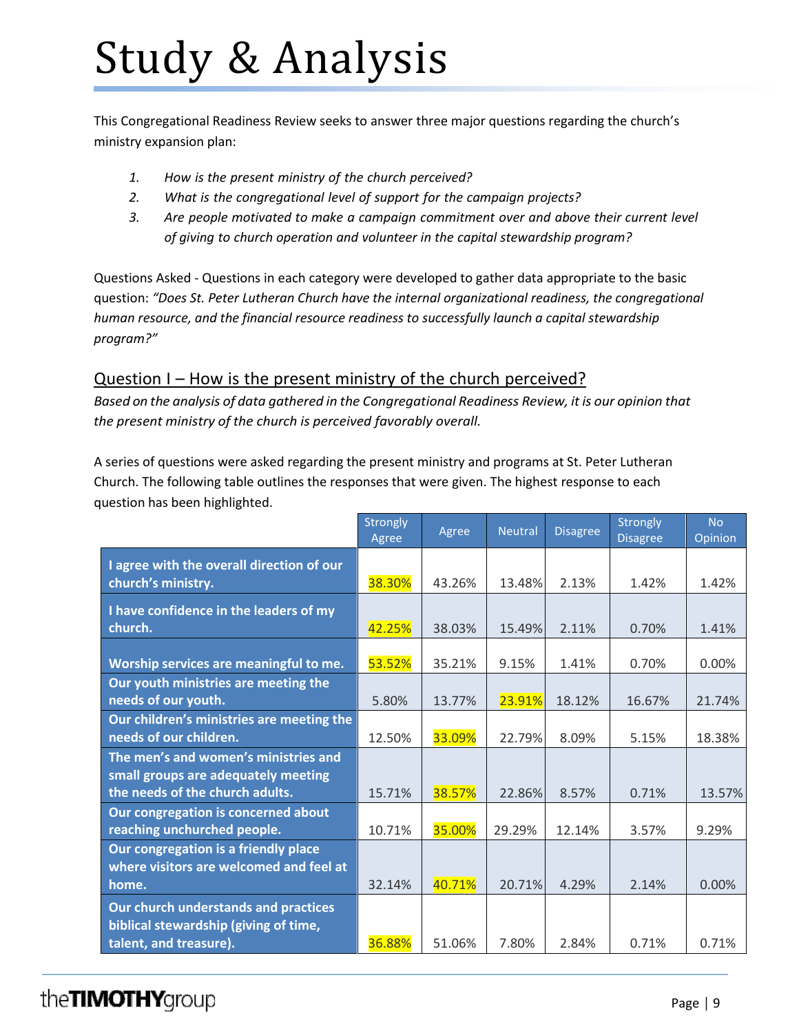# Study & Analysis

This Congregational Readiness Review seeks to answer three major questions regarding the church's ministry expansion plan:

1. *How is the present ministry of the church perceived?*
2. *What is the congregational level of support for the campaign projects?*
3. *Are people motivated to make a campaign commitment over and above their current level of giving to church operation and volunteer in the capital stewardship program?*

Questions Asked - Questions in each category were developed to gather data appropriate to the basic question: *"Does St. Peter Lutheran Church have the internal organizational readiness, the congregational human resource, and the financial resource readiness to successfully launch a capital stewardship program?"*

## Question I – How is the present ministry of the church perceived?

*Based on the analysis of data gathered in the Congregational Readiness Review, it is our opinion that the present ministry of the church is perceived favorably overall.*

A series of questions were asked regarding the present ministry and programs at St. Peter Lutheran Church. The following table outlines the responses that were given. The highest response to each question has been highlighted.

| | Strongly Agree | Agree | Neutral | Disagree | Strongly Disagree | No Opinion |
|---|---|---|---|---|---|---|
| **I agree with the overall direction of our church's ministry.** | 38.30% | 43.26% | 13.48% | 2.13% | 1.42% | 1.42% |
| **I have confidence in the leaders of my church.** | 42.25% | 38.03% | 15.49% | 2.11% | 0.70% | 1.41% |
| **Worship services are meaningful to me.** | 53.52% | 35.21% | 9.15% | 1.41% | 0.70% | 0.00% |
| **Our youth ministries are meeting the needs of our youth.** | 5.80% | 13.77% | 23.91% | 18.12% | 16.67% | 21.74% |
| **Our children's ministries are meeting the needs of our children.** | 12.50% | 33.09% | 22.79% | 8.09% | 5.15% | 18.38% |
| **The men's and women's ministries and small groups are adequately meeting the needs of the church adults.** | 15.71% | 38.57% | 22.86% | 8.57% | 0.71% | 13.57% |
| **Our congregation is concerned about reaching unchurched people.** | 10.71% | 35.00% | 29.29% | 12.14% | 3.57% | 9.29% |
| **Our congregation is a friendly place where visitors are welcomed and feel at home.** | 32.14% | 40.71% | 20.71% | 4.29% | 2.14% | 0.00% |
| **Our church understands and practices biblical stewardship (giving of time, talent, and treasure).** | 36.88% | 51.06% | 7.80% | 2.84% | 0.71% | 0.71% |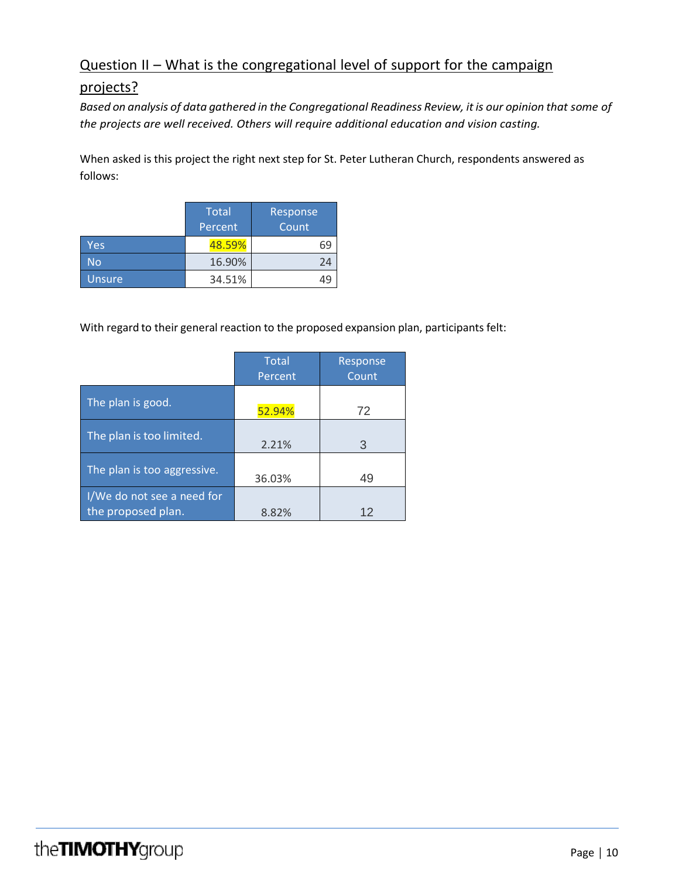## Question II – What is the congregational level of support for the campaign projects?

*Based on analysis of data gathered in the Congregational Readiness Review, it is our opinion that some of the projects are well received. Others will require additional education and vision casting.*

When asked is this project the right next step for St. Peter Lutheran Church, respondents answered as follows:

| | Total Percent | Response Count |
|---|---|---|
| Yes | 48.59% | 69 |
| No | 16.90% | 24 |
| Unsure | 34.51% | 49 |

With regard to their general reaction to the proposed expansion plan, participants felt:

| | Total Percent | Response Count |
|---|---|---|
| The plan is good. | 52.94% | 72 |
| The plan is too limited. | 2.21% | 3 |
| The plan is too aggressive. | 36.03% | 49 |
| I/We do not see a need for the proposed plan. | 8.82% | 12 |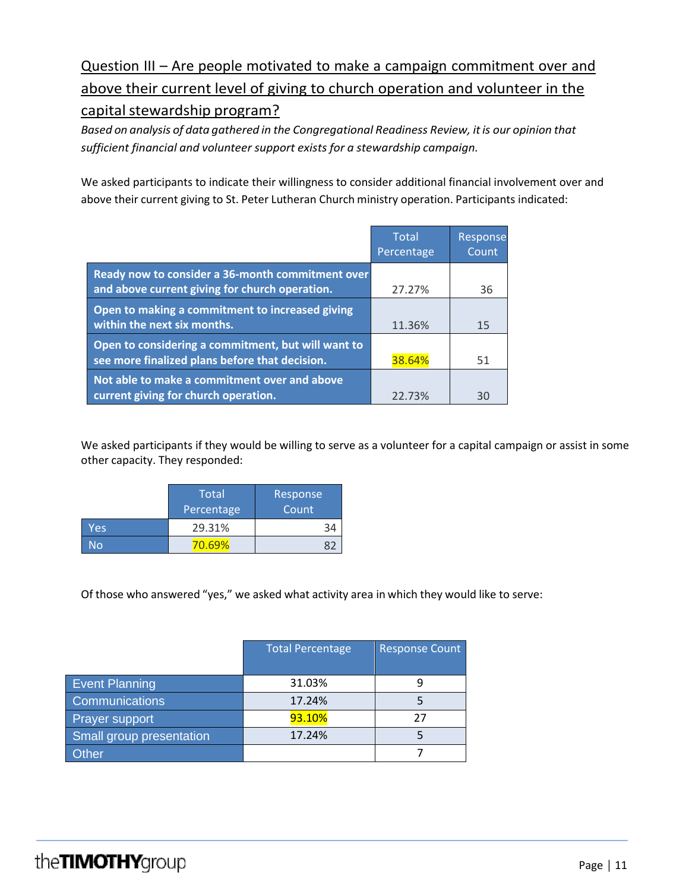## Question III – Are people motivated to make a campaign commitment over and above their current level of giving to church operation and volunteer in the capital stewardship program?

*Based on analysis of data gathered in the Congregational Readiness Review, it is our opinion that sufficient financial and volunteer support exists for a stewardship campaign.*

We asked participants to indicate their willingness to consider additional financial involvement over and above their current giving to St. Peter Lutheran Church ministry operation. Participants indicated:

| | Total Percentage | Response Count |
|---|---|---|
| **Ready now to consider a 36-month commitment over and above current giving for church operation.** | 27.27% | 36 |
| **Open to making a commitment to increased giving within the next six months.** | 11.36% | 15 |
| **Open to considering a commitment, but will want to see more finalized plans before that decision.** | 38.64% | 51 |
| **Not able to make a commitment over and above current giving for church operation.** | 22.73% | 30 |

We asked participants if they would be willing to serve as a volunteer for a capital campaign or assist in some other capacity. They responded:

| | Total Percentage | Response Count |
|---|---|---|
| Yes | 29.31% | 34 |
| No | 70.69% | 82 |

Of those who answered "yes," we asked what activity area in which they would like to serve:

| | Total Percentage | Response Count |
|---|---|---|
| Event Planning | 31.03% | 9 |
| Communications | 17.24% | 5 |
| Prayer support | 93.10% | 27 |
| Small group presentation | 17.24% | 5 |
| Other | | 7 |